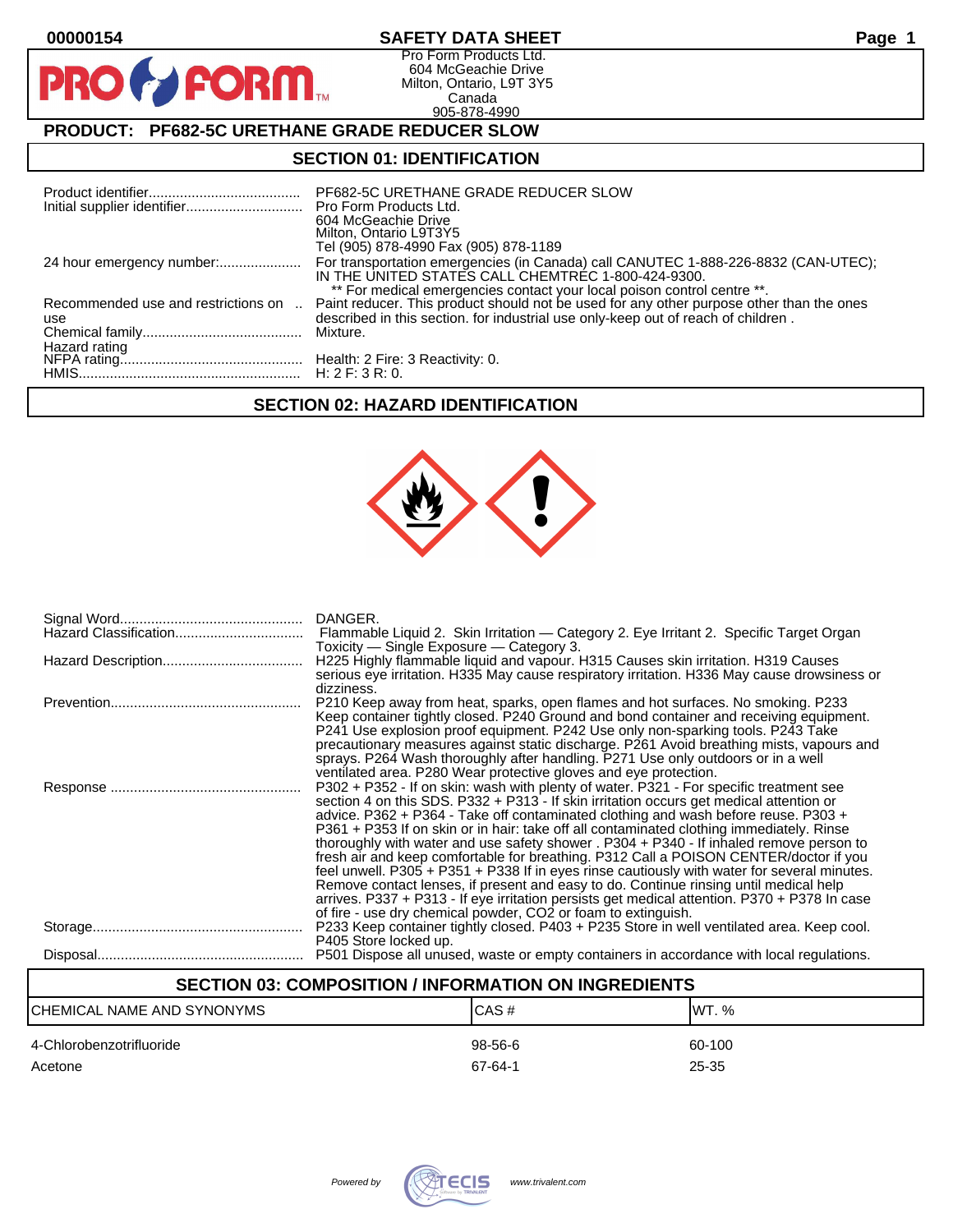00000154

# SAFETY DATA SHEET

Pro Form Products Ltd.
604 McGeachie Drive
Milton, Ontario, L9T 3Y5
Canada
905-878-4990

## PRODUCT: PF682-5C URETHANE GRADE REDUCER SLOW

## SECTION 01: IDENTIFICATION

| | |
|---|---|
| Product identifier | PF682-5C URETHANE GRADE REDUCER SLOW |
| Initial supplier identifier | Pro Form Products Ltd.<br>604 McGeachie Drive<br>Milton, Ontario L9T3Y5<br>Tel (905) 878-4990 Fax (905) 878-1189 |
| 24 hour emergency number: | For transportation emergencies (in Canada) call CANUTEC 1-888-226-8832 (CAN-UTEC); IN THE UNITED STATES CALL CHEMTREC 1-800-424-9300.<br>** For medical emergencies contact your local poison control centre **. |
| Recommended use and restrictions on use | Paint reducer. This product should not be used for any other purpose other than the ones described in this section. for industrial use only-keep out of reach of children . |
| Chemical family | Mixture. |
| Hazard rating | |
| NFPA rating | Health: 2 Fire: 3 Reactivity: 0. |
| HMIS | H: 2 F: 3 R: 0. |

## SECTION 02: HAZARD IDENTIFICATION

| | |
|---|---|
| Signal Word | DANGER. |
| Hazard Classification | Flammable Liquid 2. Skin Irritation — Category 2. Eye Irritant 2. Specific Target Organ Toxicity — Single Exposure — Category 3. |
| Hazard Description | H225 Highly flammable liquid and vapour. H315 Causes skin irritation. H319 Causes serious eye irritation. H335 May cause respiratory irritation. H336 May cause drowsiness or dizziness. |
| Prevention | P210 Keep away from heat, sparks, open flames and hot surfaces. No smoking. P233 Keep container tightly closed. P240 Ground and bond container and receiving equipment. P241 Use explosion proof equipment. P242 Use only non-sparking tools. P243 Take precautionary measures against static discharge. P261 Avoid breathing mists, vapours and sprays. P264 Wash thoroughly after handling. P271 Use only outdoors or in a well ventilated area. P280 Wear protective gloves and eye protection. |
| Response | P302 + P352 - If on skin: wash with plenty of water. P321 - For specific treatment see section 4 on this SDS. P332 + P313 - If skin irritation occurs get medical attention or advice. P362 + P364 - Take off contaminated clothing and wash before reuse. P303 + P361 + P353 If on skin or in hair: take off all contaminated clothing immediately. Rinse thoroughly with water and use safety shower . P304 + P340 - If inhaled remove person to fresh air and keep comfortable for breathing. P312 Call a POISON CENTER/doctor if you feel unwell. P305 + P351 + P338 If in eyes rinse cautiously with water for several minutes. Remove contact lenses, if present and easy to do. Continue rinsing until medical help arrives. P337 + P313 - If eye irritation persists get medical attention. P370 + P378 In case of fire - use dry chemical powder, CO2 or foam to extinguish. |
| Storage | P233 Keep container tightly closed. P403 + P235 Store in well ventilated area. Keep cool. P405 Store locked up. |
| Disposal | P501 Dispose all unused, waste or empty containers in accordance with local regulations. |

## SECTION 03: COMPOSITION / INFORMATION ON INGREDIENTS

| CHEMICAL NAME AND SYNONYMS | CAS # | WT. % |
|---|---|---|
| 4-Chlorobenzotrifluoride | 98-56-6 | 60-100 |
| Acetone | 67-64-1 | 25-35 |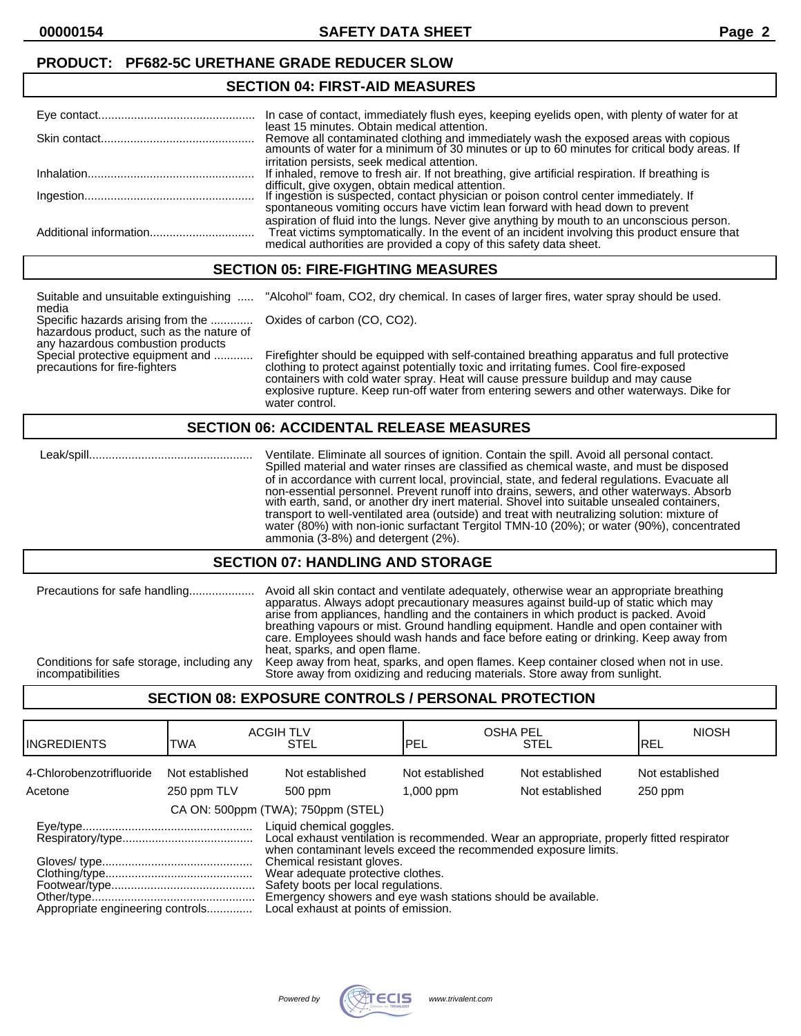**PRODUCT: PF682-5C URETHANE GRADE REDUCER SLOW**

## SECTION 04: FIRST-AID MEASURES

Eye contact................................................ In case of contact, immediately flush eyes, keeping eyelids open, with plenty of water for at least 15 minutes. Obtain medical attention.

Skin contact............................................... Remove all contaminated clothing and immediately wash the exposed areas with copious amounts of water for a minimum of 30 minutes or up to 60 minutes for critical body areas. If irritation persists, seek medical attention.

Inhalation.................................................. If inhaled, remove to fresh air. If not breathing, give artificial respiration. If breathing is difficult, give oxygen, obtain medical attention.

Ingestion................................................... If ingestion is suspected, contact physician or poison control center immediately. If spontaneous vomiting occurs have victim lean forward with head down to prevent aspiration of fluid into the lungs. Never give anything by mouth to an unconscious person.

Additional information................................ Treat victims symptomatically. In the event of an incident involving this product ensure that medical authorities are provided a copy of this safety data sheet.

## SECTION 05: FIRE-FIGHTING MEASURES

Suitable and unsuitable extinguishing ..... media "Alcohol" foam, CO2, dry chemical. In cases of larger fires, water spray should be used.

Specific hazards arising from the ............ hazardous product, such as the nature of any hazardous combustion products Oxides of carbon (CO, CO2).

Special protective equipment and ........... precautions for fire-fighters Firefighter should be equipped with self-contained breathing apparatus and full protective clothing to protect against potentially toxic and irritating fumes. Cool fire-exposed containers with cold water spray. Heat will cause pressure buildup and may cause explosive rupture. Keep run-off water from entering sewers and other waterways. Dike for water control.

## SECTION 06: ACCIDENTAL RELEASE MEASURES

Leak/spill.................................................. Ventilate. Eliminate all sources of ignition. Contain the spill. Avoid all personal contact. Spilled material and water rinses are classified as chemical waste, and must be disposed of in accordance with current local, provincial, state, and federal regulations. Evacuate all non-essential personnel. Prevent runoff into drains, sewers, and other waterways. Absorb with earth, sand, or another dry inert material. Shovel into suitable unsealed containers, transport to well-ventilated area (outside) and treat with neutralizing solution: mixture of water (80%) with non-ionic surfactant Tergitol TMN-10 (20%); or water (90%), concentrated ammonia (3-8%) and detergent (2%).

## SECTION 07: HANDLING AND STORAGE

Precautions for safe handling.................... Avoid all skin contact and ventilate adequately, otherwise wear an appropriate breathing apparatus. Always adopt precautionary measures against build-up of static which may arise from appliances, handling and the containers in which product is packed. Avoid breathing vapours or mist. Ground handling equipment. Handle and open container with care. Employees should wash hands and face before eating or drinking. Keep away from heat, sparks, and open flame.

Conditions for safe storage, including any incompatibilities Keep away from heat, sparks, and open flames. Keep container closed when not in use. Store away from oxidizing and reducing materials. Store away from sunlight.

## SECTION 08: EXPOSURE CONTROLS / PERSONAL PROTECTION

| INGREDIENTS | ACGIH TLV TWA | ACGIH TLV STEL | OSHA PEL PEL | OSHA PEL STEL | NIOSH REL |
|---|---|---|---|---|---|
| 4-Chlorobenzotrifluoride | Not established | Not established | Not established | Not established | Not established |
| Acetone | 250 ppm TLV | 500 ppm | 1,000 ppm | Not established | 250 ppm |
| | CA ON: 500ppm (TWA); 750ppm (STEL) | | | | |

Eye/type.................................................... Liquid chemical goggles.

Respiratory/type........................................ Local exhaust ventilation is recommended. Wear an appropriate, properly fitted respirator when contaminant levels exceed the recommended exposure limits.

Gloves/ type.............................................. Chemical resistant gloves.

Clothing/type............................................. Wear adequate protective clothes.

Footwear/type............................................ Safety boots per local regulations.

Other/type.................................................. Emergency showers and eye wash stations should be available.

Appropriate engineering controls.............. Local exhaust at points of emission.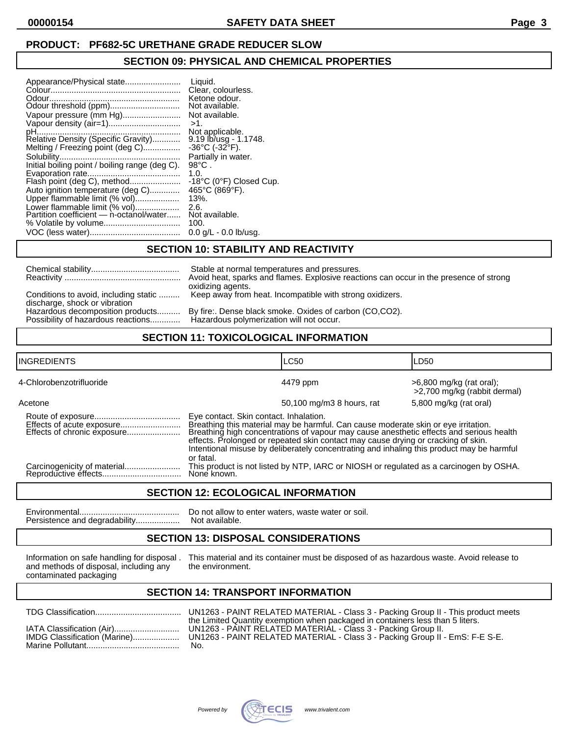**PRODUCT: PF682-5C URETHANE GRADE REDUCER SLOW**

## SECTION 09: PHYSICAL AND CHEMICAL PROPERTIES

| | |
|---|---|
| Appearance/Physical state | Liquid. |
| Colour | Clear, colourless. |
| Odour | Ketone odour. |
| Odour threshold (ppm) | Not available. |
| Vapour pressure (mm Hg) | Not available. |
| Vapour density (air=1) | >1. |
| pH | Not applicable. |
| Relative Density (Specific Gravity) | 9.19 lb/usg - 1.1748. |
| Melting / Freezing point (deg C) | -36°C (-32°F). |
| Solubility | Partially in water. |
| Initial boiling point / boiling range (deg C). | 98°C . |
| Evaporation rate | 1.0. |
| Flash point (deg C), method | -18°C (0°F) Closed Cup. |
| Auto ignition temperature (deg C) | 465°C (869°F). |
| Upper flammable limit (% vol) | 13%. |
| Lower flammable limit (% vol) | 2.6. |
| Partition coefficient — n-octanol/water | Not available. |
| % Volatile by volume | 100. |
| VOC (less water) | 0.0 g/L - 0.0 lb/usg. |

## SECTION 10: STABILITY AND REACTIVITY

| | |
|---|---|
| Chemical stability | Stable at normal temperatures and pressures. |
| Reactivity | Avoid heat, sparks and flames. Explosive reactions can occur in the presence of strong oxidizing agents. |
| Conditions to avoid, including static discharge, shock or vibration | Keep away from heat. Incompatible with strong oxidizers. |
| Hazardous decomposition products | By fire:. Dense black smoke. Oxides of carbon (CO,CO2). |
| Possibility of hazardous reactions | Hazardous polymerization will not occur. |

## SECTION 11: TOXICOLOGICAL INFORMATION

| INGREDIENTS | LC50 | LD50 |
|---|---|---|
| 4-Chlorobenzotrifluoride | 4479 ppm | >6,800 mg/kg (rat oral); >2,700 mg/kg (rabbit dermal) |
| Acetone | 50,100 mg/m3 8 hours, rat | 5,800 mg/kg (rat oral) |

| | |
|---|---|
| Route of exposure | Eye contact. Skin contact. Inhalation. |
| Effects of acute exposure | Breathing this material may be harmful. Can cause moderate skin or eye irritation. |
| Effects of chronic exposure | Breathing high concentrations of vapour may cause anesthetic effects and serious health effects. Prolonged or repeated skin contact may cause drying or cracking of skin. Intentional misuse by deliberately concentrating and inhaling this product may be harmful or fatal. |
| Carcinogenicity of material | This product is not listed by NTP, IARC or NIOSH or regulated as a carcinogen by OSHA. |
| Reproductive effects | None known. |

## SECTION 12: ECOLOGICAL INFORMATION

| | |
|---|---|
| Environmental | Do not allow to enter waters, waste water or soil. |
| Persistence and degradability | Not available. |

## SECTION 13: DISPOSAL CONSIDERATIONS

| | |
|---|---|
| Information on safe handling for disposal and methods of disposal, including any contaminated packaging | This material and its container must be disposed of as hazardous waste. Avoid release to the environment. |

## SECTION 14: TRANSPORT INFORMATION

| | |
|---|---|
| TDG Classification | UN1263 - PAINT RELATED MATERIAL - Class 3 - Packing Group II - This product meets the Limited Quantity exemption when packaged in containers less than 5 liters. |
| IATA Classification (Air) | UN1263 - PAINT RELATED MATERIAL - Class 3 - Packing Group II. |
| IMDG Classification (Marine) | UN1263 - PAINT RELATED MATERIAL - Class 3 - Packing Group II - EmS: F-E S-E. |
| Marine Pollutant | No. |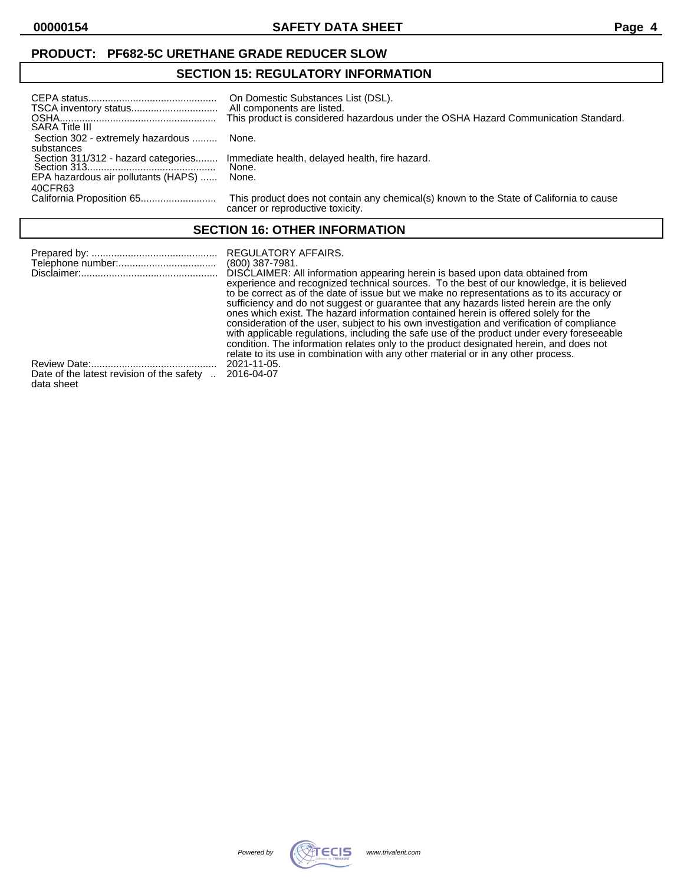**PRODUCT: PF682-5C URETHANE GRADE REDUCER SLOW**

## SECTION 15: REGULATORY INFORMATION

| | |
|---|---|
| CEPA status | On Domestic Substances List (DSL). |
| TSCA inventory status | All components are listed. |
| OSHA | This product is considered hazardous under the OSHA Hazard Communication Standard. |
| SARA Title III | |
| Section 302 - extremely hazardous substances | None. |
| Section 311/312 - hazard categories | Immediate health, delayed health, fire hazard. |
| Section 313 | None. |
| EPA hazardous air pollutants (HAPS) 40CFR63 | None. |
| California Proposition 65 | This product does not contain any chemical(s) known to the State of California to cause cancer or reproductive toxicity. |

## SECTION 16: OTHER INFORMATION

| | |
|---|---|
| Prepared by: | REGULATORY AFFAIRS. |
| Telephone number: | (800) 387-7981. |
| Disclaimer: | DISCLAIMER: All information appearing herein is based upon data obtained from experience and recognized technical sources. To the best of our knowledge, it is believed to be correct as of the date of issue but we make no representations as to its accuracy or sufficiency and do not suggest or guarantee that any hazards listed herein are the only ones which exist. The hazard information contained herein is offered solely for the consideration of the user, subject to his own investigation and verification of compliance with applicable regulations, including the safe use of the product under every foreseeable condition. The information relates only to the product designated herein, and does not relate to its use in combination with any other material or in any other process. |
| Review Date: | 2021-11-05. |
| Date of the latest revision of the safety data sheet | 2016-04-07 |